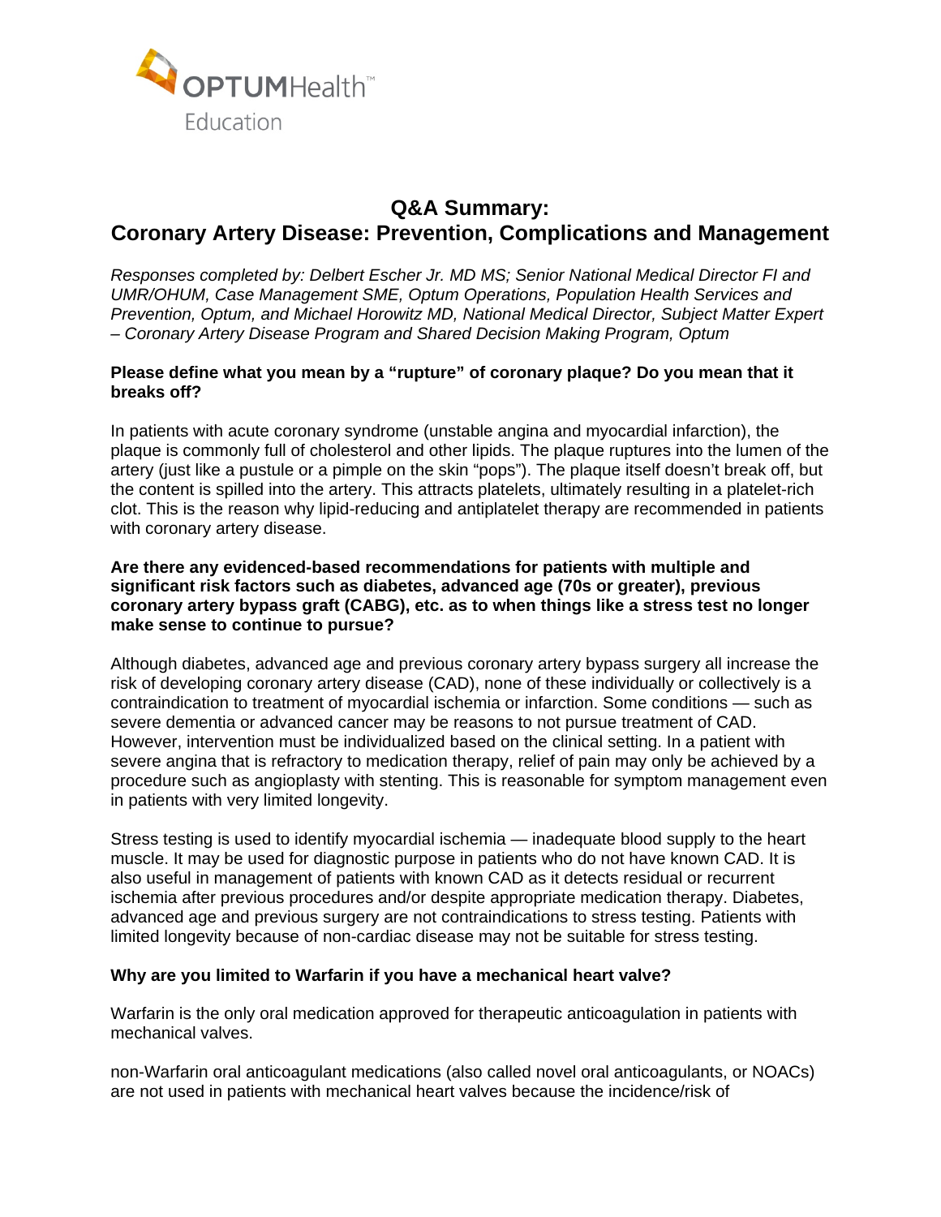OPTUMHealth™ Education

# Q&A Summary:
# Coronary Artery Disease: Prevention, Complications and Management

*Responses completed by: Delbert Escher Jr. MD MS; Senior National Medical Director FI and UMR/OHUM, Case Management SME, Optum Operations, Population Health Services and Prevention, Optum, and Michael Horowitz MD, National Medical Director, Subject Matter Expert – Coronary Artery Disease Program and Shared Decision Making Program, Optum*

**Please define what you mean by a "rupture" of coronary plaque? Do you mean that it breaks off?**

In patients with acute coronary syndrome (unstable angina and myocardial infarction), the plaque is commonly full of cholesterol and other lipids. The plaque ruptures into the lumen of the artery (just like a pustule or a pimple on the skin "pops"). The plaque itself doesn't break off, but the content is spilled into the artery. This attracts platelets, ultimately resulting in a platelet-rich clot. This is the reason why lipid-reducing and antiplatelet therapy are recommended in patients with coronary artery disease.

**Are there any evidenced-based recommendations for patients with multiple and significant risk factors such as diabetes, advanced age (70s or greater), previous coronary artery bypass graft (CABG), etc. as to when things like a stress test no longer make sense to continue to pursue?**

Although diabetes, advanced age and previous coronary artery bypass surgery all increase the risk of developing coronary artery disease (CAD), none of these individually or collectively is a contraindication to treatment of myocardial ischemia or infarction. Some conditions — such as severe dementia or advanced cancer may be reasons to not pursue treatment of CAD. However, intervention must be individualized based on the clinical setting. In a patient with severe angina that is refractory to medication therapy, relief of pain may only be achieved by a procedure such as angioplasty with stenting. This is reasonable for symptom management even in patients with very limited longevity.

Stress testing is used to identify myocardial ischemia — inadequate blood supply to the heart muscle. It may be used for diagnostic purpose in patients who do not have known CAD. It is also useful in management of patients with known CAD as it detects residual or recurrent ischemia after previous procedures and/or despite appropriate medication therapy. Diabetes, advanced age and previous surgery are not contraindications to stress testing. Patients with limited longevity because of non-cardiac disease may not be suitable for stress testing.

**Why are you limited to Warfarin if you have a mechanical heart valve?**

Warfarin is the only oral medication approved for therapeutic anticoagulation in patients with mechanical valves.

non-Warfarin oral anticoagulant medications (also called novel oral anticoagulants, or NOACs) are not used in patients with mechanical heart valves because the incidence/risk of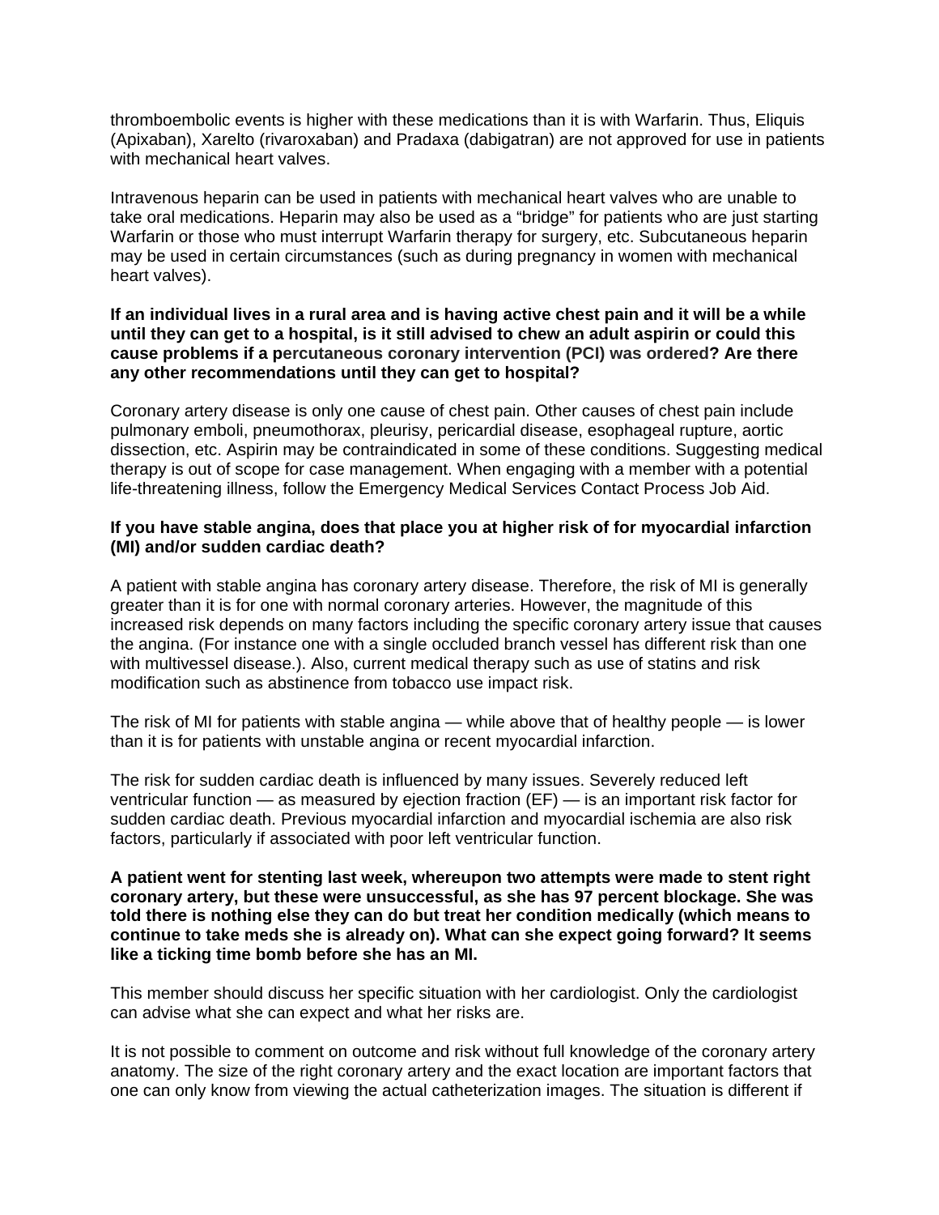thromboembolic events is higher with these medications than it is with Warfarin. Thus, Eliquis (Apixaban), Xarelto (rivaroxaban) and Pradaxa (dabigatran) are not approved for use in patients with mechanical heart valves.

Intravenous heparin can be used in patients with mechanical heart valves who are unable to take oral medications. Heparin may also be used as a “bridge” for patients who are just starting Warfarin or those who must interrupt Warfarin therapy for surgery, etc. Subcutaneous heparin may be used in certain circumstances (such as during pregnancy in women with mechanical heart valves).

**If an individual lives in a rural area and is having active chest pain and it will be a while until they can get to a hospital, is it still advised to chew an adult aspirin or could this cause problems if a percutaneous coronary intervention (PCI) was ordered? Are there any other recommendations until they can get to hospital?**

Coronary artery disease is only one cause of chest pain. Other causes of chest pain include pulmonary emboli, pneumothorax, pleurisy, pericardial disease, esophageal rupture, aortic dissection, etc. Aspirin may be contraindicated in some of these conditions. Suggesting medical therapy is out of scope for case management. When engaging with a member with a potential life-threatening illness, follow the Emergency Medical Services Contact Process Job Aid.

**If you have stable angina, does that place you at higher risk of for myocardial infarction (MI) and/or sudden cardiac death?**

A patient with stable angina has coronary artery disease. Therefore, the risk of MI is generally greater than it is for one with normal coronary arteries. However, the magnitude of this increased risk depends on many factors including the specific coronary artery issue that causes the angina. (For instance one with a single occluded branch vessel has different risk than one with multivessel disease.). Also, current medical therapy such as use of statins and risk modification such as abstinence from tobacco use impact risk.

The risk of MI for patients with stable angina — while above that of healthy people — is lower than it is for patients with unstable angina or recent myocardial infarction.

The risk for sudden cardiac death is influenced by many issues. Severely reduced left ventricular function — as measured by ejection fraction (EF) — is an important risk factor for sudden cardiac death. Previous myocardial infarction and myocardial ischemia are also risk factors, particularly if associated with poor left ventricular function.

**A patient went for stenting last week, whereupon two attempts were made to stent right coronary artery, but these were unsuccessful, as she has 97 percent blockage. She was told there is nothing else they can do but treat her condition medically (which means to continue to take meds she is already on). What can she expect going forward? It seems like a ticking time bomb before she has an MI.**

This member should discuss her specific situation with her cardiologist. Only the cardiologist can advise what she can expect and what her risks are.

It is not possible to comment on outcome and risk without full knowledge of the coronary artery anatomy. The size of the right coronary artery and the exact location are important factors that one can only know from viewing the actual catheterization images. The situation is different if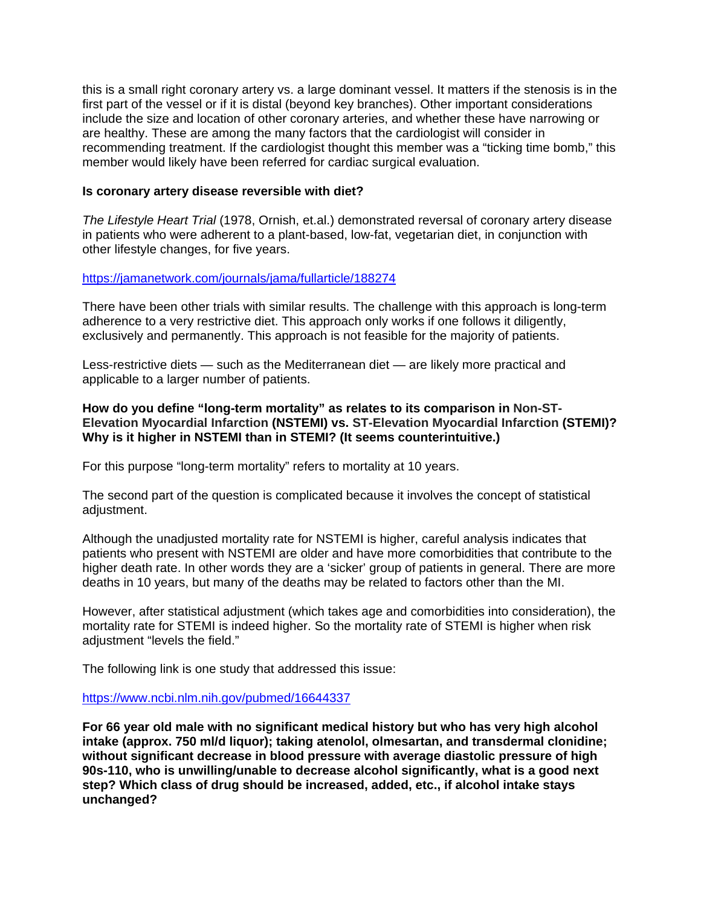this is a small right coronary artery vs. a large dominant vessel. It matters if the stenosis is in the first part of the vessel or if it is distal (beyond key branches). Other important considerations include the size and location of other coronary arteries, and whether these have narrowing or are healthy. These are among the many factors that the cardiologist will consider in recommending treatment. If the cardiologist thought this member was a “ticking time bomb,” this member would likely have been referred for cardiac surgical evaluation.

**Is coronary artery disease reversible with diet?**

*The Lifestyle Heart Trial* (1978, Ornish, et.al.) demonstrated reversal of coronary artery disease in patients who were adherent to a plant-based, low-fat, vegetarian diet, in conjunction with other lifestyle changes, for five years.

https://jamanetwork.com/journals/jama/fullarticle/188274

There have been other trials with similar results. The challenge with this approach is long-term adherence to a very restrictive diet. This approach only works if one follows it diligently, exclusively and permanently. This approach is not feasible for the majority of patients.

Less-restrictive diets — such as the Mediterranean diet — are likely more practical and applicable to a larger number of patients.

**How do you define “long-term mortality” as relates to its comparison in Non-ST-Elevation Myocardial Infarction (NSTEMI) vs. ST-Elevation Myocardial Infarction (STEMI)? Why is it higher in NSTEMI than in STEMI? (It seems counterintuitive.)**

For this purpose “long-term mortality” refers to mortality at 10 years.

The second part of the question is complicated because it involves the concept of statistical adjustment.

Although the unadjusted mortality rate for NSTEMI is higher, careful analysis indicates that patients who present with NSTEMI are older and have more comorbidities that contribute to the higher death rate. In other words they are a ‘sicker’ group of patients in general. There are more deaths in 10 years, but many of the deaths may be related to factors other than the MI.

However, after statistical adjustment (which takes age and comorbidities into consideration), the mortality rate for STEMI is indeed higher. So the mortality rate of STEMI is higher when risk adjustment “levels the field.”

The following link is one study that addressed this issue:

https://www.ncbi.nlm.nih.gov/pubmed/16644337

**For 66 year old male with no significant medical history but who has very high alcohol intake (approx. 750 ml/d liquor); taking atenolol, olmesartan, and transdermal clonidine; without significant decrease in blood pressure with average diastolic pressure of high 90s-110, who is unwilling/unable to decrease alcohol significantly, what is a good next step? Which class of drug should be increased, added, etc., if alcohol intake stays unchanged?**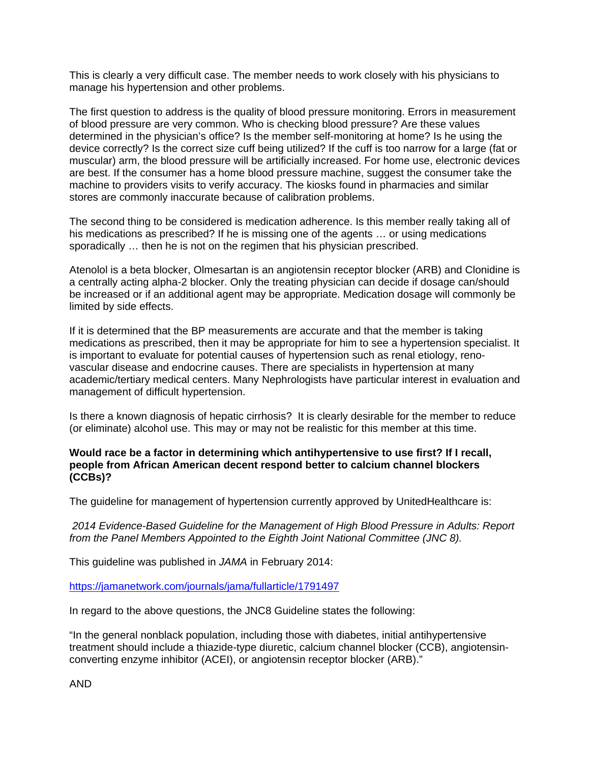This is clearly a very difficult case. The member needs to work closely with his physicians to manage his hypertension and other problems.

The first question to address is the quality of blood pressure monitoring. Errors in measurement of blood pressure are very common. Who is checking blood pressure? Are these values determined in the physician's office? Is the member self-monitoring at home? Is he using the device correctly? Is the correct size cuff being utilized? If the cuff is too narrow for a large (fat or muscular) arm, the blood pressure will be artificially increased. For home use, electronic devices are best. If the consumer has a home blood pressure machine, suggest the consumer take the machine to providers visits to verify accuracy. The kiosks found in pharmacies and similar stores are commonly inaccurate because of calibration problems.

The second thing to be considered is medication adherence. Is this member really taking all of his medications as prescribed? If he is missing one of the agents … or using medications sporadically … then he is not on the regimen that his physician prescribed.

Atenolol is a beta blocker, Olmesartan is an angiotensin receptor blocker (ARB) and Clonidine is a centrally acting alpha-2 blocker. Only the treating physician can decide if dosage can/should be increased or if an additional agent may be appropriate. Medication dosage will commonly be limited by side effects.

If it is determined that the BP measurements are accurate and that the member is taking medications as prescribed, then it may be appropriate for him to see a hypertension specialist. It is important to evaluate for potential causes of hypertension such as renal etiology, reno-vascular disease and endocrine causes. There are specialists in hypertension at many academic/tertiary medical centers. Many Nephrologists have particular interest in evaluation and management of difficult hypertension.

Is there a known diagnosis of hepatic cirrhosis? It is clearly desirable for the member to reduce (or eliminate) alcohol use. This may or may not be realistic for this member at this time.

**Would race be a factor in determining which antihypertensive to use first? If I recall, people from African American decent respond better to calcium channel blockers (CCBs)?**

The guideline for management of hypertension currently approved by UnitedHealthcare is:

*2014 Evidence-Based Guideline for the Management of High Blood Pressure in Adults: Report from the Panel Members Appointed to the Eighth Joint National Committee (JNC 8).*

This guideline was published in *JAMA* in February 2014:

https://jamanetwork.com/journals/jama/fullarticle/1791497

In regard to the above questions, the JNC8 Guideline states the following:

"In the general nonblack population, including those with diabetes, initial antihypertensive treatment should include a thiazide-type diuretic, calcium channel blocker (CCB), angiotensin-converting enzyme inhibitor (ACEI), or angiotensin receptor blocker (ARB)."

AND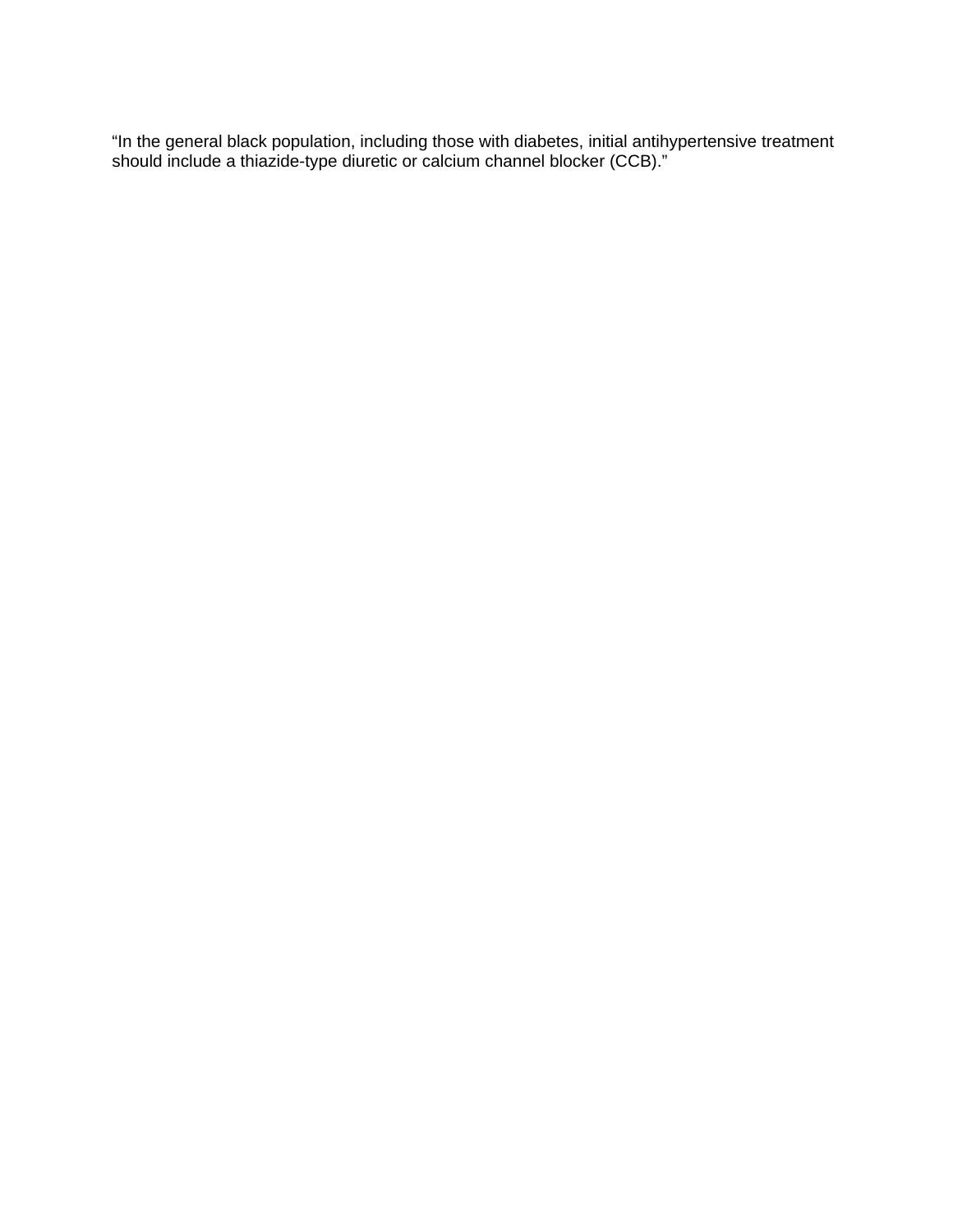"In the general black population, including those with diabetes, initial antihypertensive treatment should include a thiazide-type diuretic or calcium channel blocker (CCB)."